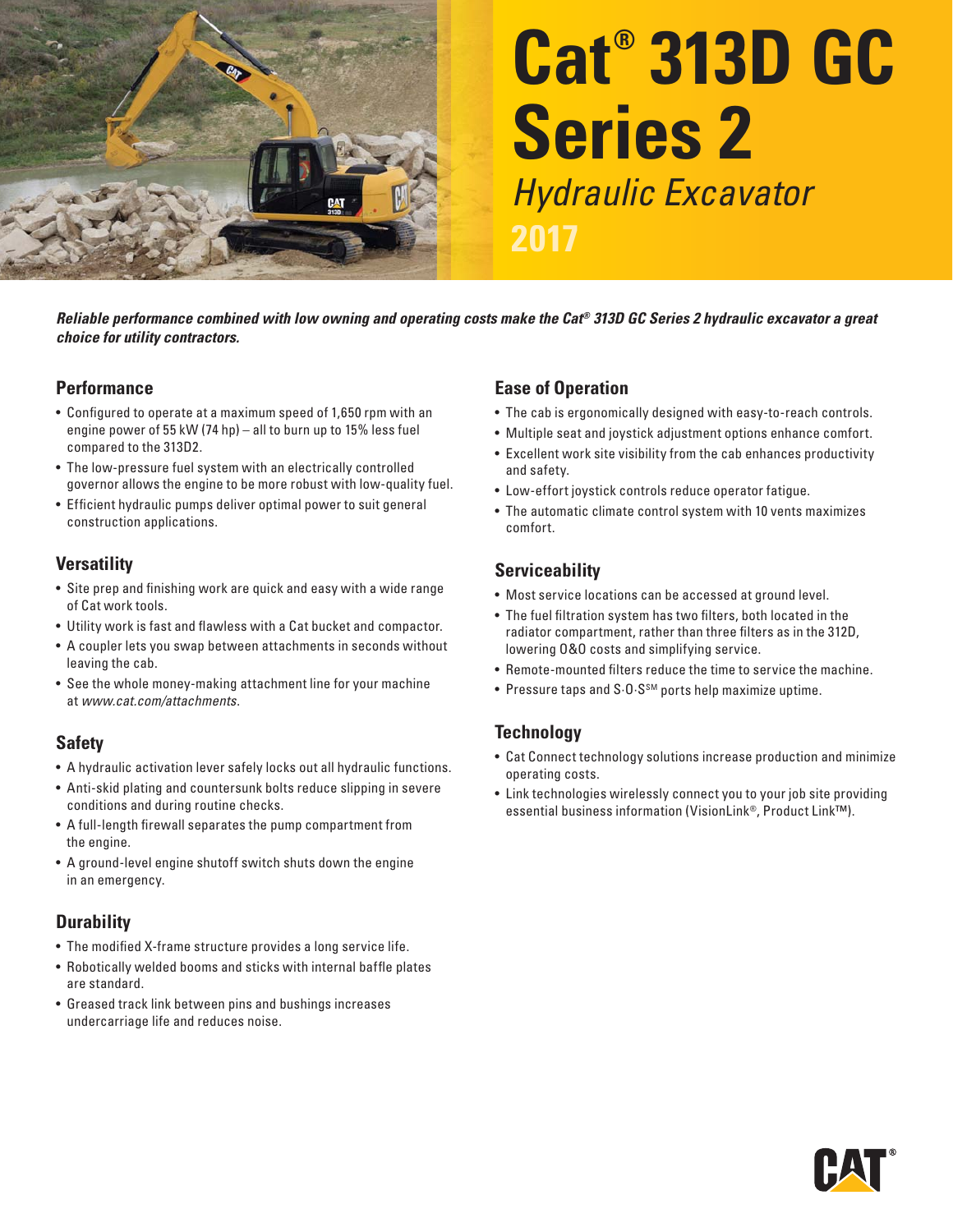# Cat® 313D GC Series 2

## *Hydraulic Excavator*

## 2017

***Reliable performance combined with low owning and operating costs make the Cat® 313D GC Series 2 hydraulic excavator a great choice for utility contractors.***

### Performance

- Configured to operate at a maximum speed of 1,650 rpm with an engine power of 55 kW (74 hp) – all to burn up to 15% less fuel compared to the 313D2.
- The low-pressure fuel system with an electrically controlled governor allows the engine to be more robust with low-quality fuel.
- Efficient hydraulic pumps deliver optimal power to suit general construction applications.

### Versatility

- Site prep and finishing work are quick and easy with a wide range of Cat work tools.
- Utility work is fast and flawless with a Cat bucket and compactor.
- A coupler lets you swap between attachments in seconds without leaving the cab.
- See the whole money-making attachment line for your machine at *www.cat.com/attachments*.

### Safety

- A hydraulic activation lever safely locks out all hydraulic functions.
- Anti-skid plating and countersunk bolts reduce slipping in severe conditions and during routine checks.
- A full-length firewall separates the pump compartment from the engine.
- A ground-level engine shutoff switch shuts down the engine in an emergency.

### Durability

- The modified X-frame structure provides a long service life.
- Robotically welded booms and sticks with internal baffle plates are standard.
- Greased track link between pins and bushings increases undercarriage life and reduces noise.

### Ease of Operation

- The cab is ergonomically designed with easy-to-reach controls.
- Multiple seat and joystick adjustment options enhance comfort.
- Excellent work site visibility from the cab enhances productivity and safety.
- Low-effort joystick controls reduce operator fatigue.
- The automatic climate control system with 10 vents maximizes comfort.

### Serviceability

- Most service locations can be accessed at ground level.
- The fuel filtration system has two filters, both located in the radiator compartment, rather than three filters as in the 312D, lowering O&O costs and simplifying service.
- Remote-mounted filters reduce the time to service the machine.
- Pressure taps and S·O·S℠ ports help maximize uptime.

### Technology

- Cat Connect technology solutions increase production and minimize operating costs.
- Link technologies wirelessly connect you to your job site providing essential business information (VisionLink®, Product Link™).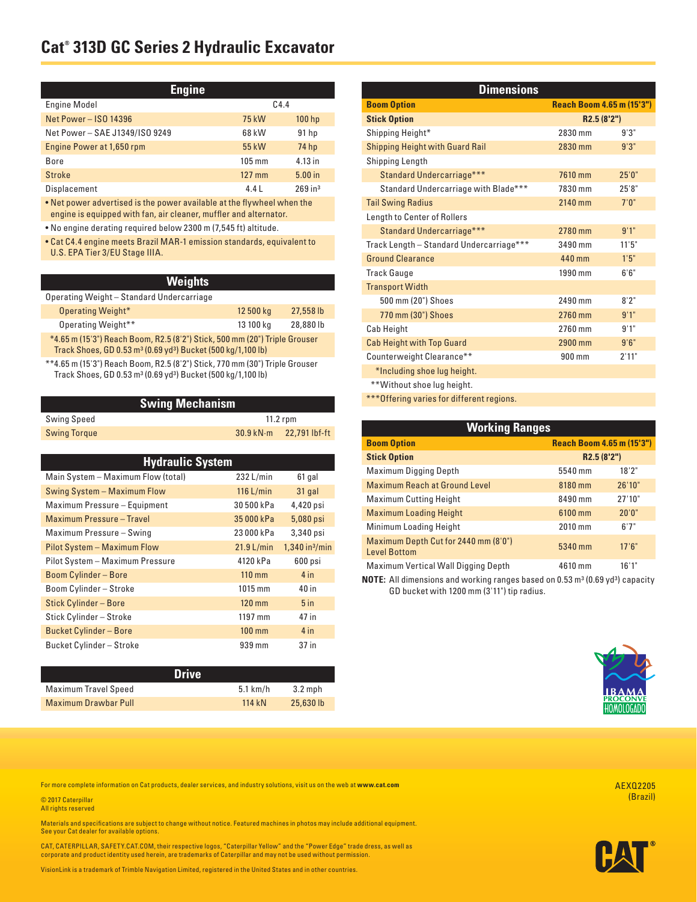# Cat® 313D GC Series 2 Hydraulic Excavator

## Engine

| | | |
|---|---|---|
| Engine Model | C4.4 | |
| Net Power – ISO 14396 | 75 kW | 100 hp |
| Net Power – SAE J1349/ISO 9249 | 68 kW | 91 hp |
| Engine Power at 1,650 rpm | 55 kW | 74 hp |
| Bore | 105 mm | 4.13 in |
| Stroke | 127 mm | 5.00 in |
| Displacement | 4.4 L | 269 in³ |

- Net power advertised is the power available at the flywheel when the engine is equipped with fan, air cleaner, muffler and alternator.
- No engine derating required below 2300 m (7,545 ft) altitude.
- Cat C4.4 engine meets Brazil MAR-1 emission standards, equivalent to U.S. EPA Tier 3/EU Stage IIIA.

## Weights

| | | |
|---|---|---|
| Operating Weight – Standard Undercarriage | | |
| Operating Weight* | 12 500 kg | 27,558 lb |
| Operating Weight** | 13 100 kg | 28,880 lb |

*4.65 m (15'3") Reach Boom, R2.5 (8'2") Stick, 500 mm (20") Triple Grouser Track Shoes, GD 0.53 m³ (0.69 yd³) Bucket (500 kg/1,100 lb)

**4.65 m (15'3") Reach Boom, R2.5 (8'2") Stick, 770 mm (30") Triple Grouser Track Shoes, GD 0.53 m³ (0.69 yd³) Bucket (500 kg/1,100 lb)

## Swing Mechanism

| | | |
|---|---|---|
| Swing Speed | 11.2 rpm | |
| Swing Torque | 30.9 kN·m | 22,791 lbf-ft |

## Hydraulic System

| | | |
|---|---|---|
| Main System – Maximum Flow (total) | 232 L/min | 61 gal |
| Swing System – Maximum Flow | 116 L/min | 31 gal |
| Maximum Pressure – Equipment | 30 500 kPa | 4,420 psi |
| Maximum Pressure – Travel | 35 000 kPa | 5,080 psi |
| Maximum Pressure – Swing | 23 000 kPa | 3,340 psi |
| Pilot System – Maximum Flow | 21.9 L/min | 1,340 in³/min |
| Pilot System – Maximum Pressure | 4120 kPa | 600 psi |
| Boom Cylinder – Bore | 110 mm | 4 in |
| Boom Cylinder – Stroke | 1015 mm | 40 in |
| Stick Cylinder – Bore | 120 mm | 5 in |
| Stick Cylinder – Stroke | 1197 mm | 47 in |
| Bucket Cylinder – Bore | 100 mm | 4 in |
| Bucket Cylinder – Stroke | 939 mm | 37 in |

## Drive

| | | |
|---|---|---|
| Maximum Travel Speed | 5.1 km/h | 3.2 mph |
| Maximum Drawbar Pull | 114 kN | 25,630 lb |

## Dimensions

| Boom Option | Reach Boom 4.65 m (15'3") | |
|---|---|---|
| Stick Option | R2.5 (8'2") | |
| Shipping Height* | 2830 mm | 9'3" |
| Shipping Height with Guard Rail | 2830 mm | 9'3" |
| Shipping Length | | |
| Standard Undercarriage*** | 7610 mm | 25'0" |
| Standard Undercarriage with Blade*** | 7830 mm | 25'8" |
| Tail Swing Radius | 2140 mm | 7'0" |
| Length to Center of Rollers | | |
| Standard Undercarriage*** | 2780 mm | 9'1" |
| Track Length – Standard Undercarriage*** | 3490 mm | 11'5" |
| Ground Clearance | 440 mm | 1'5" |
| Track Gauge | 1990 mm | 6'6" |
| Transport Width | | |
| 500 mm (20") Shoes | 2490 mm | 8'2" |
| 770 mm (30") Shoes | 2760 mm | 9'1" |
| Cab Height | 2760 mm | 9'1" |
| Cab Height with Top Guard | 2900 mm | 9'6" |
| Counterweight Clearance** | 900 mm | 2'11" |

*Including shoe lug height.

**Without shoe lug height.

***Offering varies for different regions.

## Working Ranges

| Boom Option | Reach Boom 4.65 m (15'3") | |
|---|---|---|
| Stick Option | R2.5 (8'2") | |
| Maximum Digging Depth | 5540 mm | 18'2" |
| Maximum Reach at Ground Level | 8180 mm | 26'10" |
| Maximum Cutting Height | 8490 mm | 27'10" |
| Maximum Loading Height | 6100 mm | 20'0" |
| Minimum Loading Height | 2010 mm | 6'7" |
| Maximum Depth Cut for 2440 mm (8'0") Level Bottom | 5340 mm | 17'6" |
| Maximum Vertical Wall Digging Depth | 4610 mm | 16'1" |

**NOTE:** All dimensions and working ranges based on 0.53 m³ (0.69 yd³) capacity GD bucket with 1200 mm (3'11") tip radius.

IBAMA PROCONVE HOMOLOGADO

For more complete information on Cat products, dealer services, and industry solutions, visit us on the web at **www.cat.com**

© 2017 Caterpillar
All rights reserved

Materials and specifications are subject to change without notice. Featured machines in photos may include additional equipment. See your Cat dealer for available options.

CAT, CATERPILLAR, SAFETY.CAT.COM, their respective logos, "Caterpillar Yellow" and the "Power Edge" trade dress, as well as corporate and product identity used herein, are trademarks of Caterpillar and may not be used without permission.

VisionLink is a trademark of Trimble Navigation Limited, registered in the United States and in other countries.

AEXQ2205
(Brazil)